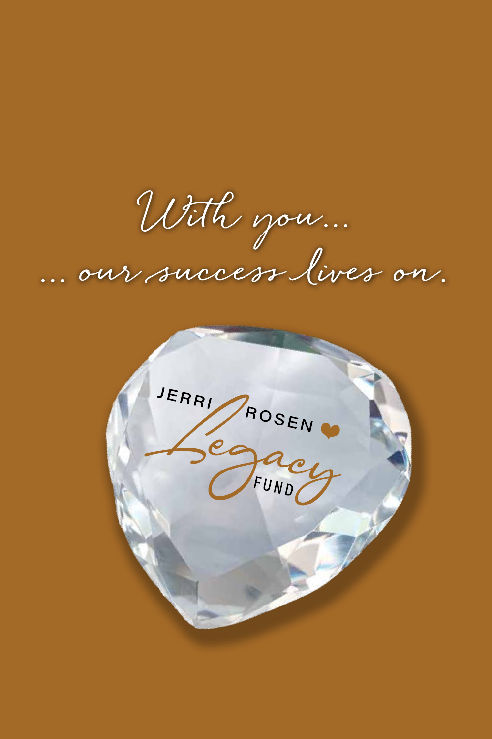*With you...*

*... our success lives on.*

JERRI ROSEN

*Legacy*

FUND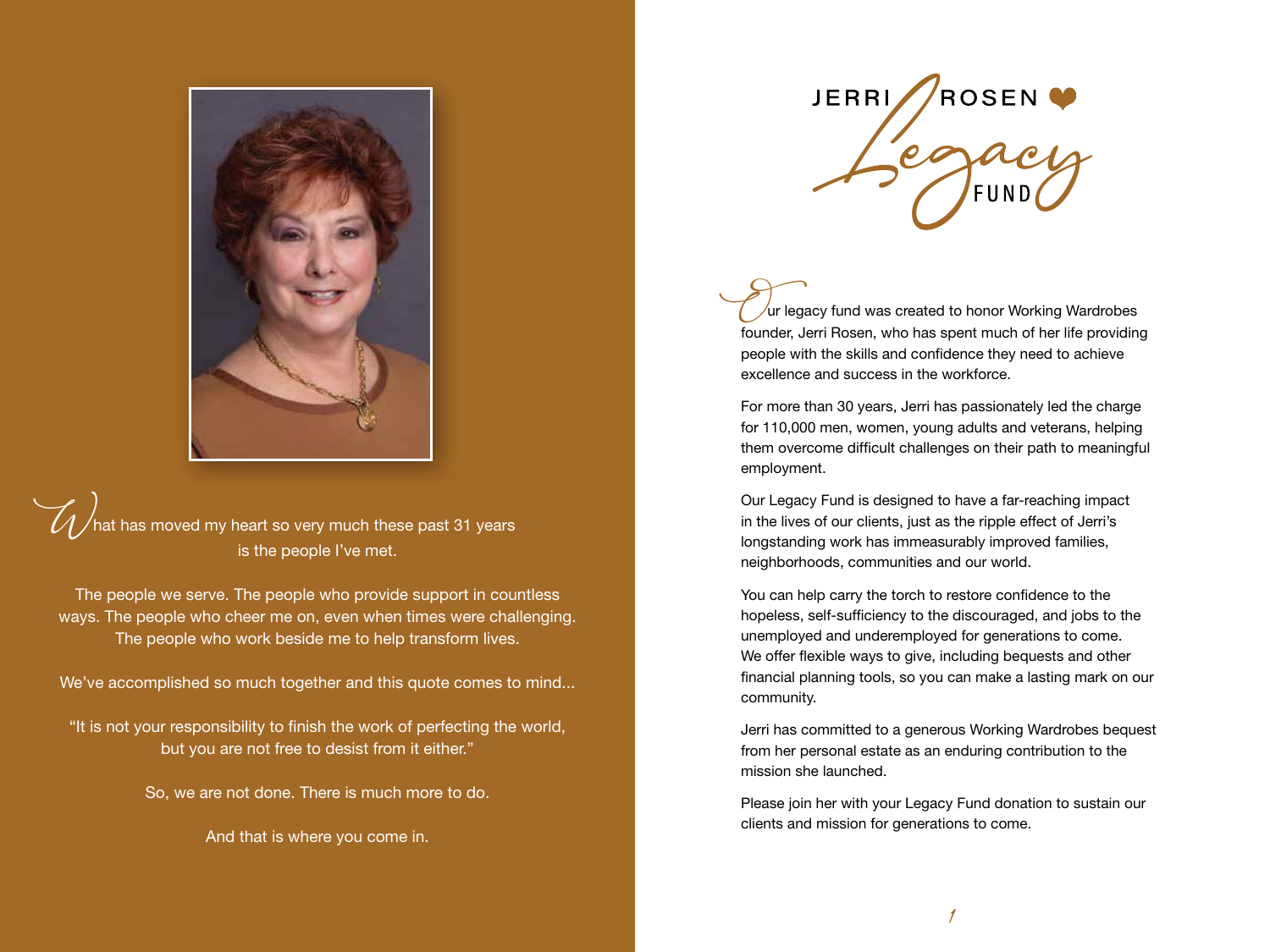What has moved my heart so very much these past 31 years is the people I've met.

The people we serve. The people who provide support in countless ways. The people who cheer me on, even when times were challenging. The people who work beside me to help transform lives.

We've accomplished so much together and this quote comes to mind...

"It is not your responsibility to finish the work of perfecting the world, but you are not free to desist from it either."

So, we are not done. There is much more to do.

And that is where you come in.

# JERRI ROSEN Legacy FUND

Our legacy fund was created to honor Working Wardrobes founder, Jerri Rosen, who has spent much of her life providing people with the skills and confidence they need to achieve excellence and success in the workforce.

For more than 30 years, Jerri has passionately led the charge for 110,000 men, women, young adults and veterans, helping them overcome difficult challenges on their path to meaningful employment.

Our Legacy Fund is designed to have a far-reaching impact in the lives of our clients, just as the ripple effect of Jerri's longstanding work has immeasurably improved families, neighborhoods, communities and our world.

You can help carry the torch to restore confidence to the hopeless, self-sufficiency to the discouraged, and jobs to the unemployed and underemployed for generations to come. We offer flexible ways to give, including bequests and other financial planning tools, so you can make a lasting mark on our community.

Jerri has committed to a generous Working Wardrobes bequest from her personal estate as an enduring contribution to the mission she launched.

Please join her with your Legacy Fund donation to sustain our clients and mission for generations to come.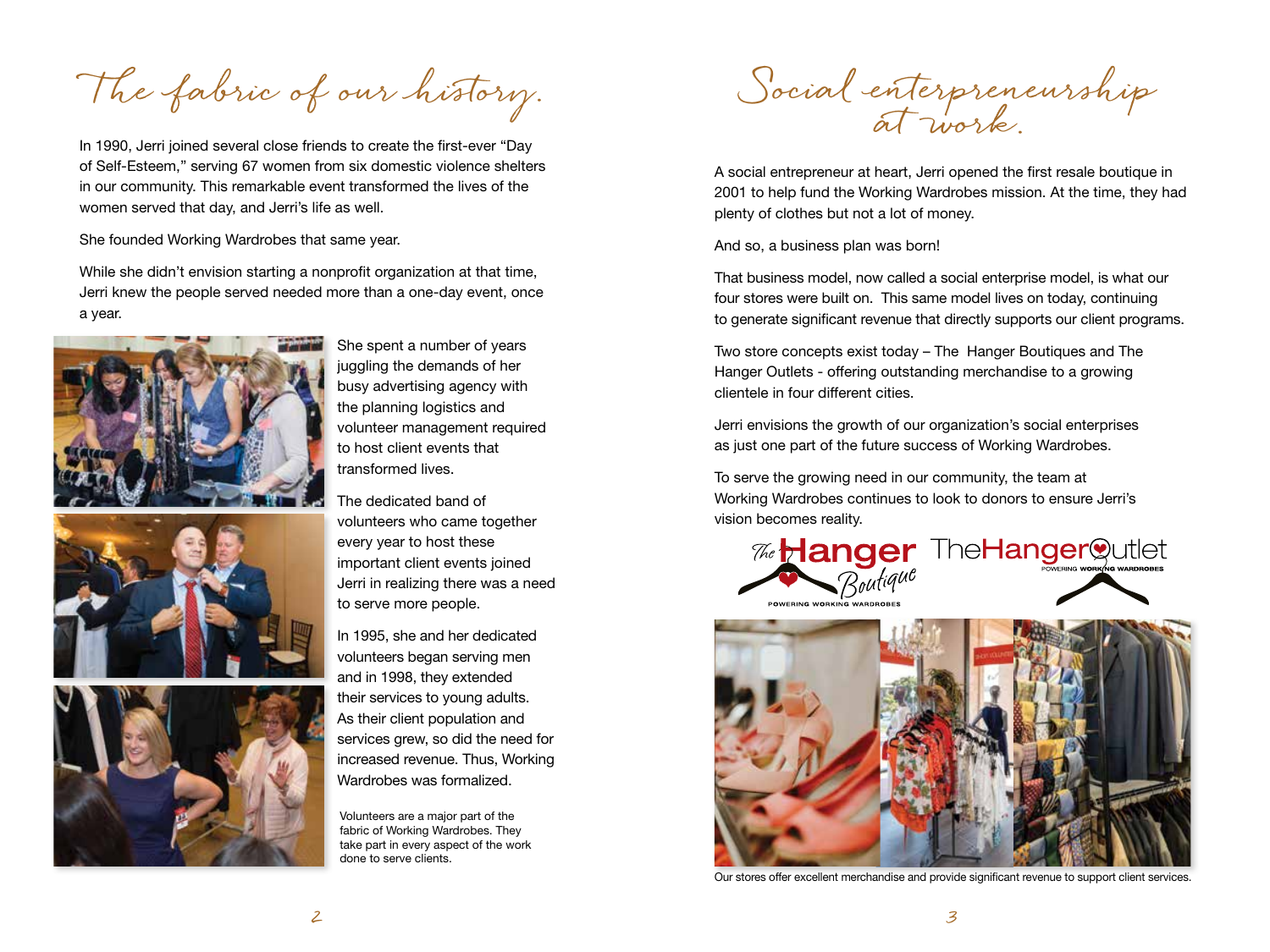# The fabric of our history.

In 1990, Jerri joined several close friends to create the first-ever "Day of Self-Esteem," serving 67 women from six domestic violence shelters in our community. This remarkable event transformed the lives of the women served that day, and Jerri's life as well.

She founded Working Wardrobes that same year.

While she didn't envision starting a nonprofit organization at that time, Jerri knew the people served needed more than a one-day event, once a year.

She spent a number of years juggling the demands of her busy advertising agency with the planning logistics and volunteer management required to host client events that transformed lives.

The dedicated band of volunteers who came together every year to host these important client events joined Jerri in realizing there was a need to serve more people.

In 1995, she and her dedicated volunteers began serving men and in 1998, they extended their services to young adults. As their client population and services grew, so did the need for increased revenue. Thus, Working Wardrobes was formalized.

Volunteers are a major part of the fabric of Working Wardrobes. They take part in every aspect of the work done to serve clients.

# Social enterpreneurship at work.

A social entrepreneur at heart, Jerri opened the first resale boutique in 2001 to help fund the Working Wardrobes mission. At the time, they had plenty of clothes but not a lot of money.

And so, a business plan was born!

That business model, now called a social enterprise model, is what our four stores were built on. This same model lives on today, continuing to generate significant revenue that directly supports our client programs.

Two store concepts exist today – The Hanger Boutiques and The Hanger Outlets - offering outstanding merchandise to a growing clientele in four different cities.

Jerri envisions the growth of our organization's social enterprises as just one part of the future success of Working Wardrobes.

To serve the growing need in our community, the team at Working Wardrobes continues to look to donors to ensure Jerri's vision becomes reality.

The Hanger Boutique — POWERING WORKING WARDROBES

TheHangerOutlet — POWERING WORKING WARDROBES

Our stores offer excellent merchandise and provide significant revenue to support client services.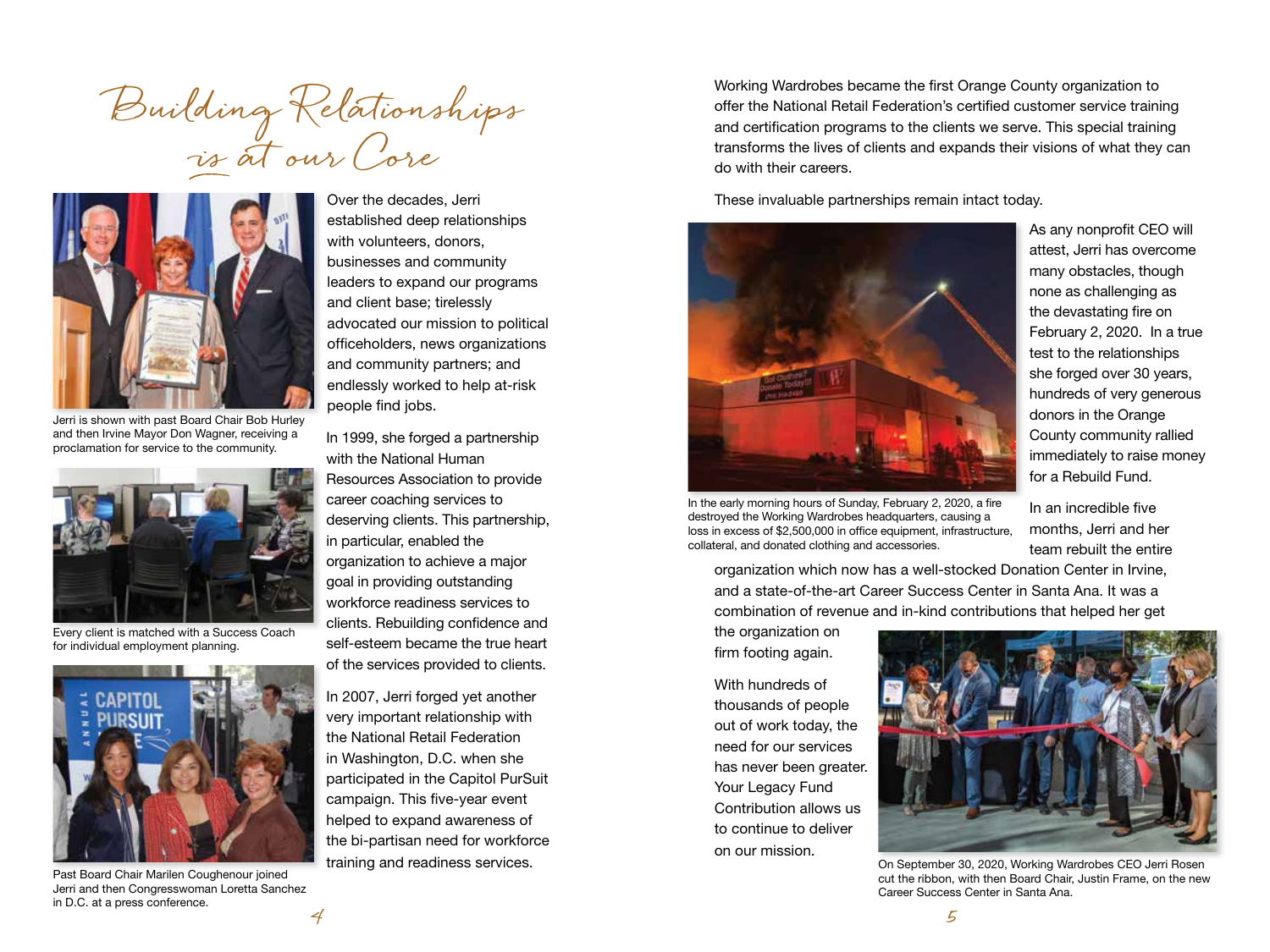# Building Relationships is at our Core

Over the decades, Jerri established deep relationships with volunteers, donors, businesses and community leaders to expand our programs and client base; tirelessly advocated our mission to political officeholders, news organizations and community partners; and endlessly worked to help at-risk people find jobs.

In 1999, she forged a partnership with the National Human Resources Association to provide career coaching services to deserving clients. This partnership, in particular, enabled the organization to achieve a major goal in providing outstanding workforce readiness services to clients. Rebuilding confidence and self-esteem became the true heart of the services provided to clients.

In 2007, Jerri forged yet another very important relationship with the National Retail Federation in Washington, D.C. when she participated in the Capitol PurSuit campaign. This five-year event helped to expand awareness of the bi-partisan need for workforce training and readiness services.

Jerri is shown with past Board Chair Bob Hurley and then Irvine Mayor Don Wagner, receiving a proclamation for service to the community.

Every client is matched with a Success Coach for individual employment planning.

Past Board Chair Marilen Coughenour joined Jerri and then Congresswoman Loretta Sanchez in D.C. at a press conference.

Working Wardrobes became the first Orange County organization to offer the National Retail Federation's certified customer service training and certification programs to the clients we serve. This special training transforms the lives of clients and expands their visions of what they can do with their careers.

These invaluable partnerships remain intact today.

As any nonprofit CEO will attest, Jerri has overcome many obstacles, though none as challenging as the devastating fire on February 2, 2020. In a true test to the relationships she forged over 30 years, hundreds of very generous donors in the Orange County community rallied immediately to raise money for a Rebuild Fund.

In the early morning hours of Sunday, February 2, 2020, a fire destroyed the Working Wardrobes headquarters, causing a loss in excess of $2,500,000 in office equipment, infrastructure, collateral, and donated clothing and accessories.

In an incredible five months, Jerri and her team rebuilt the entire organization which now has a well-stocked Donation Center in Irvine, and a state-of-the-art Career Success Center in Santa Ana. It was a combination of revenue and in-kind contributions that helped her get the organization on firm footing again.

With hundreds of thousands of people out of work today, the need for our services has never been greater. Your Legacy Fund Contribution allows us to continue to deliver on our mission.

On September 30, 2020, Working Wardrobes CEO Jerri Rosen cut the ribbon, with then Board Chair, Justin Frame, on the new Career Success Center in Santa Ana.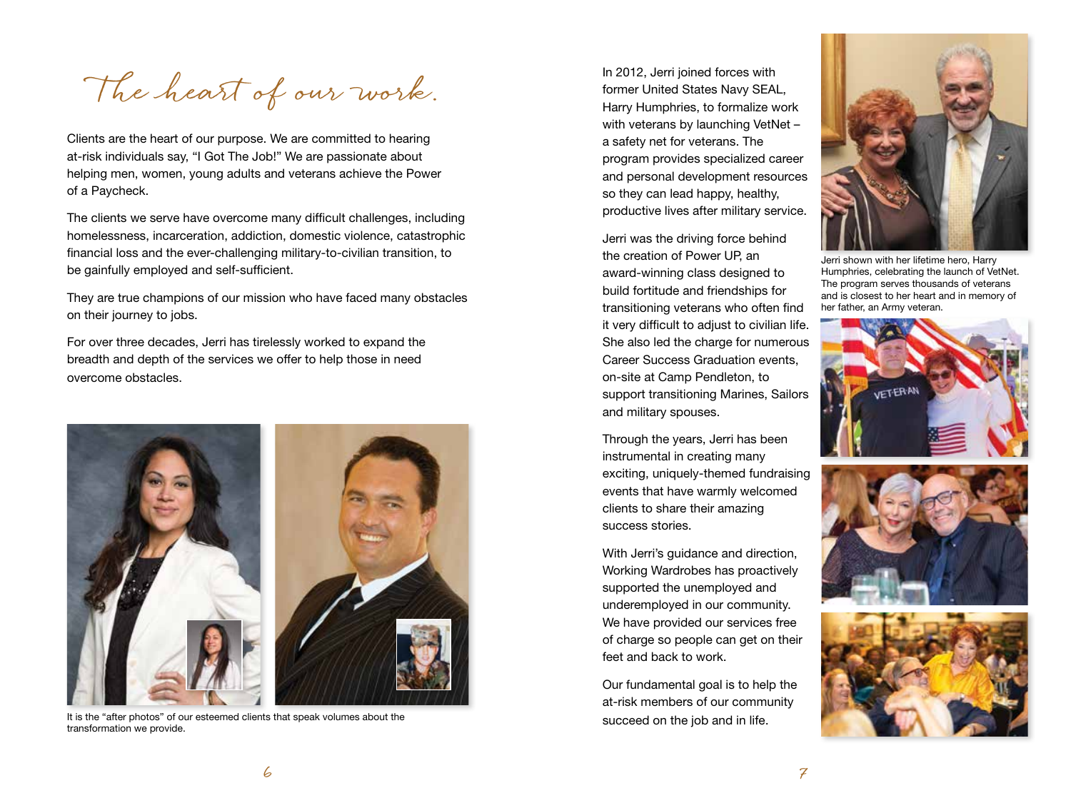# The heart of our work.

Clients are the heart of our purpose. We are committed to hearing at-risk individuals say, "I Got The Job!" We are passionate about helping men, women, young adults and veterans achieve the Power of a Paycheck.

The clients we serve have overcome many difficult challenges, including homelessness, incarceration, addiction, domestic violence, catastrophic financial loss and the ever-challenging military-to-civilian transition, to be gainfully employed and self-sufficient.

They are true champions of our mission who have faced many obstacles on their journey to jobs.

For over three decades, Jerri has tirelessly worked to expand the breadth and depth of the services we offer to help those in need overcome obstacles.

It is the "after photos" of our esteemed clients that speak volumes about the transformation we provide.

In 2012, Jerri joined forces with former United States Navy SEAL, Harry Humphries, to formalize work with veterans by launching VetNet – a safety net for veterans. The program provides specialized career and personal development resources so they can lead happy, healthy, productive lives after military service.

Jerri was the driving force behind the creation of Power UP, an award-winning class designed to build fortitude and friendships for transitioning veterans who often find it very difficult to adjust to civilian life. She also led the charge for numerous Career Success Graduation events, on-site at Camp Pendleton, to support transitioning Marines, Sailors and military spouses.

Through the years, Jerri has been instrumental in creating many exciting, uniquely-themed fundraising events that have warmly welcomed clients to share their amazing success stories.

With Jerri's guidance and direction, Working Wardrobes has proactively supported the unemployed and underemployed in our community. We have provided our services free of charge so people can get on their feet and back to work.

Our fundamental goal is to help the at-risk members of our community succeed on the job and in life.

Jerri shown with her lifetime hero, Harry Humphries, celebrating the launch of VetNet. The program serves thousands of veterans and is closest to her heart and in memory of her father, an Army veteran.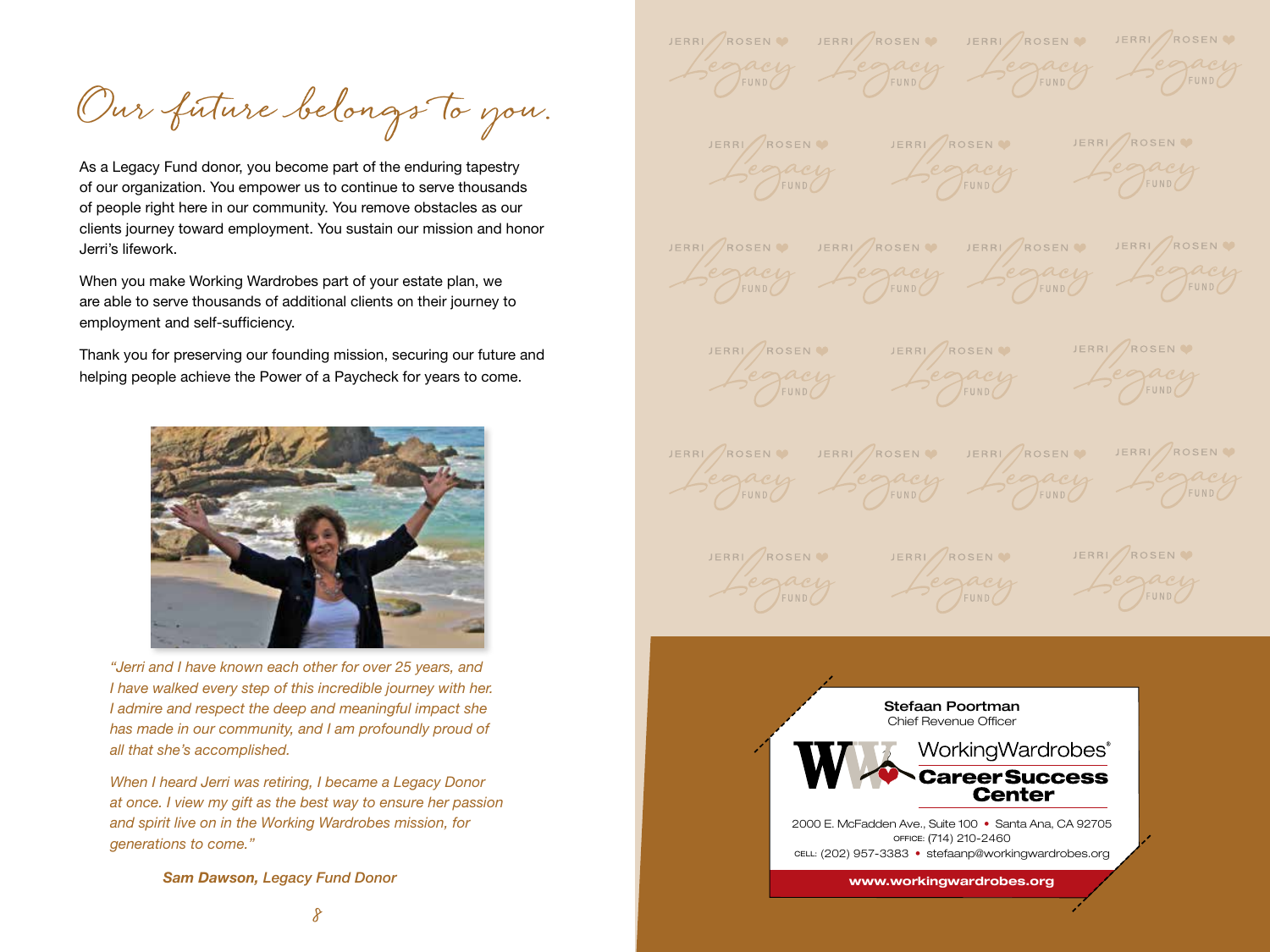# Our future belongs to you.

As a Legacy Fund donor, you become part of the enduring tapestry of our organization. You empower us to continue to serve thousands of people right here in our community. You remove obstacles as our clients journey toward employment. You sustain our mission and honor Jerri's lifework.

When you make Working Wardrobes part of your estate plan, we are able to serve thousands of additional clients on their journey to employment and self-sufficiency.

Thank you for preserving our founding mission, securing our future and helping people achieve the Power of a Paycheck for years to come.

*"Jerri and I have known each other for over 25 years, and I have walked every step of this incredible journey with her. I admire and respect the deep and meaningful impact she has made in our community, and I am profoundly proud of all that she's accomplished.*

*When I heard Jerri was retiring, I became a Legacy Donor at once. I view my gift as the best way to ensure her passion and spirit live on in the Working Wardrobes mission, for generations to come."*

***Sam Dawson, Legacy Fund Donor***

**Stefaan Poortman**
Chief Revenue Officer

WorkingWardrobes®
**Career Success Center**

2000 E. McFadden Ave., Suite 100 • Santa Ana, CA 92705
OFFICE: (714) 210-2460
CELL: (202) 957-3383 • stefaanp@workingwardrobes.org

**www.workingwardrobes.org**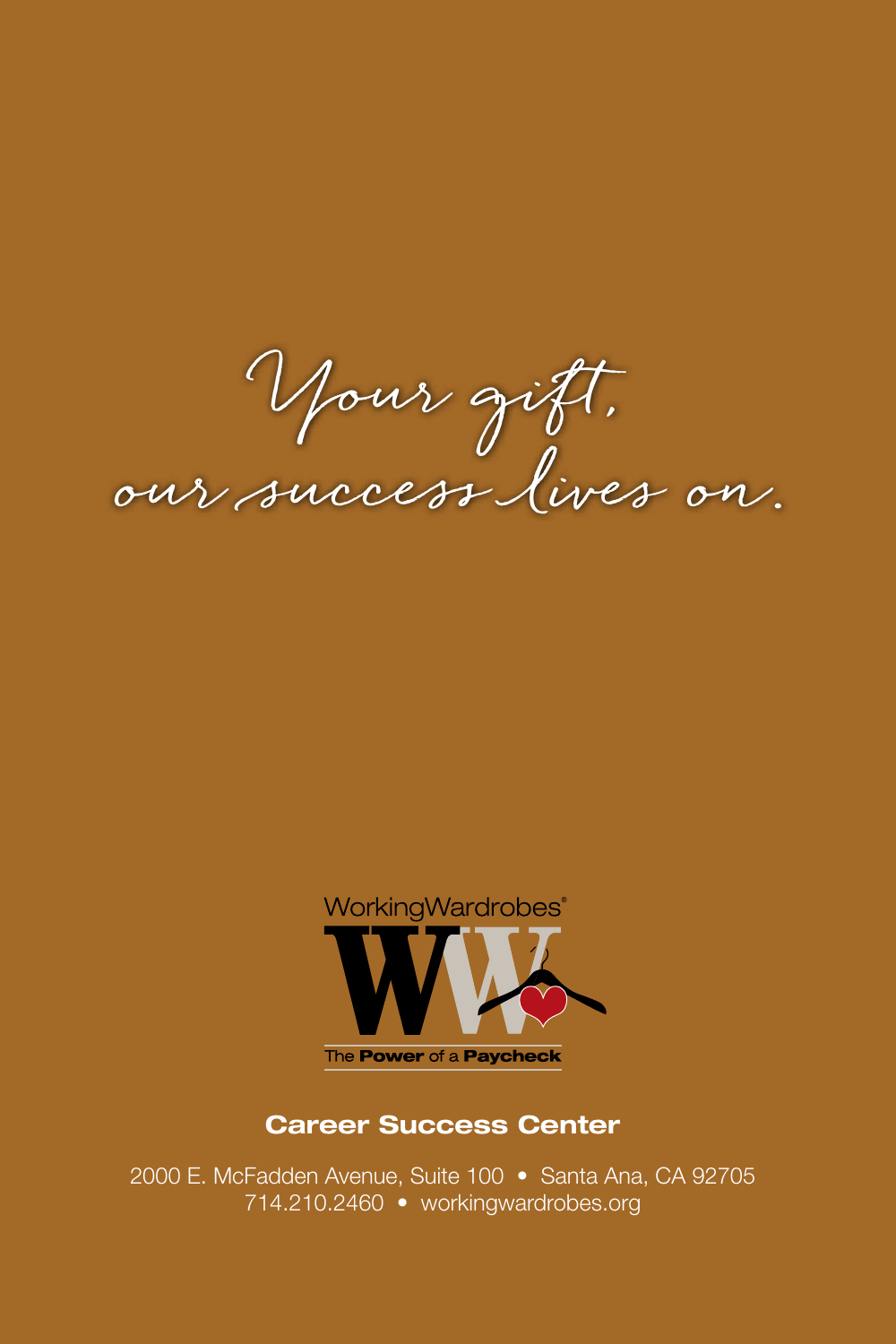*Your gift,*
*our success lives on.*

WorkingWardrobes®

The **Power** of a **Paycheck**

**Career Success Center**

2000 E. McFadden Avenue, Suite 100 • Santa Ana, CA 92705
714.210.2460 • workingwardrobes.org